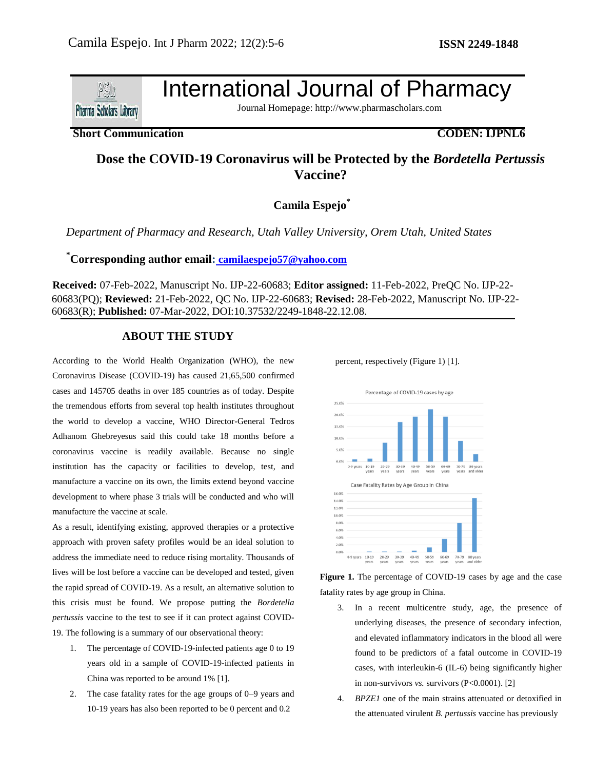# International Journal of Pharmacy

Journal Homepage: http://www.pharmascholars.com

**Short Communication** **CODEN: IJPNL6**

## Dose the COVID-19 Coronavirus will be Protected by the *Bordetella Pertussis* Vaccine?

**Camila Espejo***

*Department of Pharmacy and Research, Utah Valley University, Orem Utah, United States*

**\*Corresponding author email:** camilaespejo57@yahoo.com

**Received:** 07-Feb-2022, Manuscript No. IJP-22-60683; **Editor assigned:** 11-Feb-2022, PreQC No. IJP-22-60683(PQ); **Reviewed:** 21-Feb-2022, QC No. IJP-22-60683; **Revised:** 28-Feb-2022, Manuscript No. IJP-22-60683(R); **Published:** 07-Mar-2022, DOI:10.37532/2249-1848-22.12.08.

### ABOUT THE STUDY

According to the World Health Organization (WHO), the new Coronavirus Disease (COVID-19) has caused 21,65,500 confirmed cases and 145705 deaths in over 185 countries as of today. Despite the tremendous efforts from several top health institutes throughout the world to develop a vaccine, WHO Director-General Tedros Adhanom Ghebreyesus said this could take 18 months before a coronavirus vaccine is readily available. Because no single institution has the capacity or facilities to develop, test, and manufacture a vaccine on its own, the limits extend beyond vaccine development to where phase 3 trials will be conducted and who will manufacture the vaccine at scale.

As a result, identifying existing, approved therapies or a protective approach with proven safety profiles would be an ideal solution to address the immediate need to reduce rising mortality. Thousands of lives will be lost before a vaccine can be developed and tested, given the rapid spread of COVID-19. As a result, an alternative solution to this crisis must be found. We propose putting the *Bordetella pertussis* vaccine to the test to see if it can protect against COVID-19. The following is a summary of our observational theory:

1. The percentage of COVID-19-infected patients age 0 to 19 years old in a sample of COVID-19-infected patients in China was reported to be around 1% [1].
2. The case fatality rates for the age groups of 0–9 years and 10-19 years has also been reported to be 0 percent and 0.2 percent, respectively (Figure 1) [1].

**Figure 1.** The percentage of COVID-19 cases by age and the case fatality rates by age group in China.

3. In a recent multicentre study, age, the presence of underlying diseases, the presence of secondary infection, and elevated inflammatory indicators in the blood all were found to be predictors of a fatal outcome in COVID-19 cases, with interleukin-6 (IL-6) being significantly higher in non-survivors *vs.* survivors ($P<0.0001$). [2]
4. *BPZE1* one of the main strains attenuated or detoxified in the attenuated virulent *B. pertussis* vaccine has previously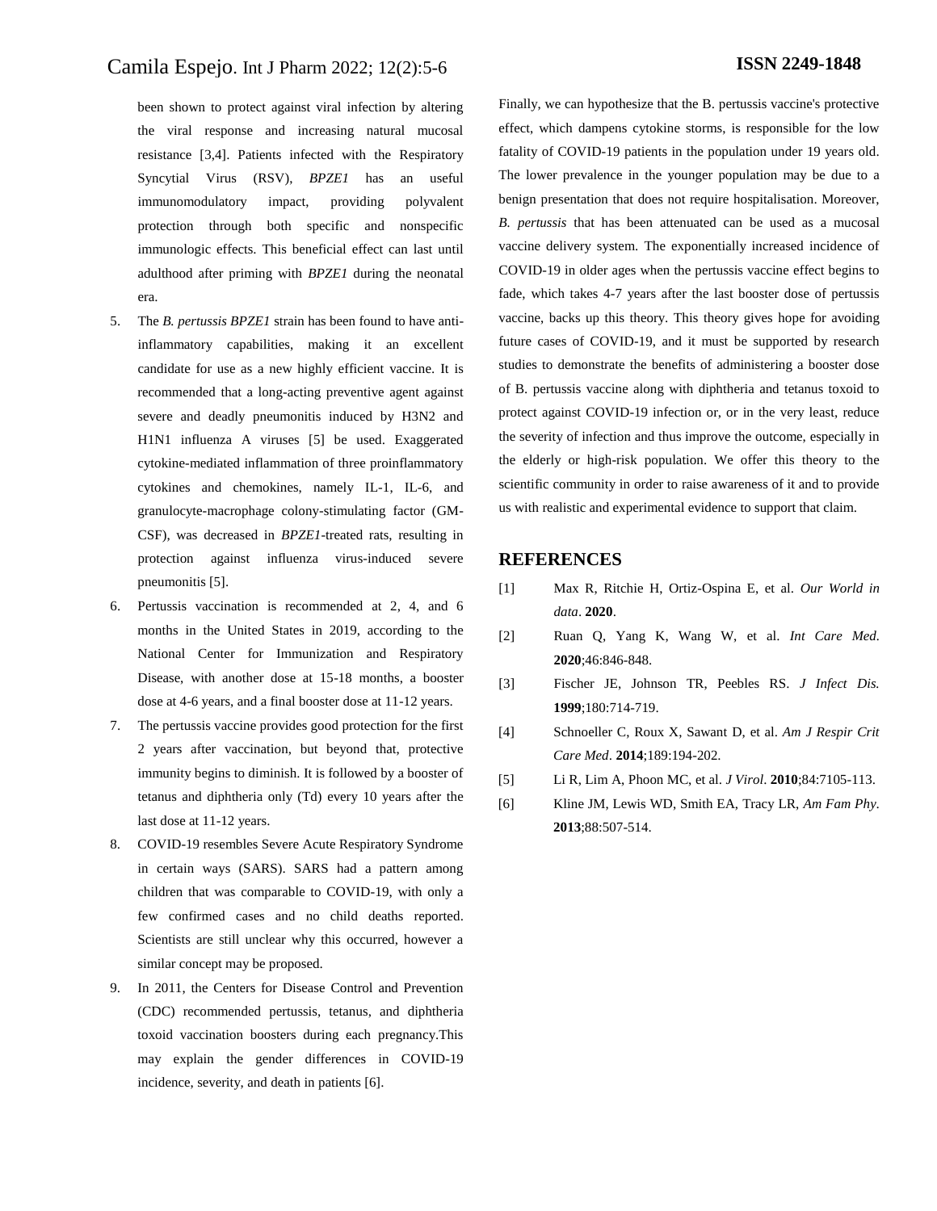been shown to protect against viral infection by altering the viral response and increasing natural mucosal resistance [3,4]. Patients infected with the Respiratory Syncytial Virus (RSV), *BPZE1* has an useful immunomodulatory impact, providing polyvalent protection through both specific and nonspecific immunologic effects. This beneficial effect can last until adulthood after priming with *BPZE1* during the neonatal era.

5. The *B. pertussis BPZE1* strain has been found to have anti-inflammatory capabilities, making it an excellent candidate for use as a new highly efficient vaccine. It is recommended that a long-acting preventive agent against severe and deadly pneumonitis induced by H3N2 and H1N1 influenza A viruses [5] be used. Exaggerated cytokine-mediated inflammation of three proinflammatory cytokines and chemokines, namely IL-1, IL-6, and granulocyte-macrophage colony-stimulating factor (GM-CSF), was decreased in *BPZE1*-treated rats, resulting in protection against influenza virus-induced severe pneumonitis [5].
6. Pertussis vaccination is recommended at 2, 4, and 6 months in the United States in 2019, according to the National Center for Immunization and Respiratory Disease, with another dose at 15-18 months, a booster dose at 4-6 years, and a final booster dose at 11-12 years.
7. The pertussis vaccine provides good protection for the first 2 years after vaccination, but beyond that, protective immunity begins to diminish. It is followed by a booster of tetanus and diphtheria only (Td) every 10 years after the last dose at 11-12 years.
8. COVID-19 resembles Severe Acute Respiratory Syndrome in certain ways (SARS). SARS had a pattern among children that was comparable to COVID-19, with only a few confirmed cases and no child deaths reported. Scientists are still unclear why this occurred, however a similar concept may be proposed.
9. In 2011, the Centers for Disease Control and Prevention (CDC) recommended pertussis, tetanus, and diphtheria toxoid vaccination boosters during each pregnancy.This may explain the gender differences in COVID-19 incidence, severity, and death in patients [6].

Finally, we can hypothesize that the B. pertussis vaccine's protective effect, which dampens cytokine storms, is responsible for the low fatality of COVID-19 patients in the population under 19 years old. The lower prevalence in the younger population may be due to a benign presentation that does not require hospitalisation. Moreover, *B. pertussis* that has been attenuated can be used as a mucosal vaccine delivery system. The exponentially increased incidence of COVID-19 in older ages when the pertussis vaccine effect begins to fade, which takes 4-7 years after the last booster dose of pertussis vaccine, backs up this theory. This theory gives hope for avoiding future cases of COVID-19, and it must be supported by research studies to demonstrate the benefits of administering a booster dose of B. pertussis vaccine along with diphtheria and tetanus toxoid to protect against COVID-19 infection or, or in the very least, reduce the severity of infection and thus improve the outcome, especially in the elderly or high-risk population. We offer this theory to the scientific community in order to raise awareness of it and to provide us with realistic and experimental evidence to support that claim.

## REFERENCES

[1] Max R, Ritchie H, Ortiz-Ospina E, et al. *Our World in data*. **2020**.

[2] Ruan Q, Yang K, Wang W, et al. *Int Care Med.* **2020**;46:846-848.

[3] Fischer JE, Johnson TR, Peebles RS. *J Infect Dis.* **1999**;180:714-719.

[4] Schnoeller C, Roux X, Sawant D, et al. *Am J Respir Crit Care Med*. **2014**;189:194-202.

[5] Li R, Lim A, Phoon MC, et al. *J Virol*. **2010**;84:7105-113.

[6] Kline JM, Lewis WD, Smith EA, Tracy LR, *Am Fam Phy*. **2013**;88:507-514.